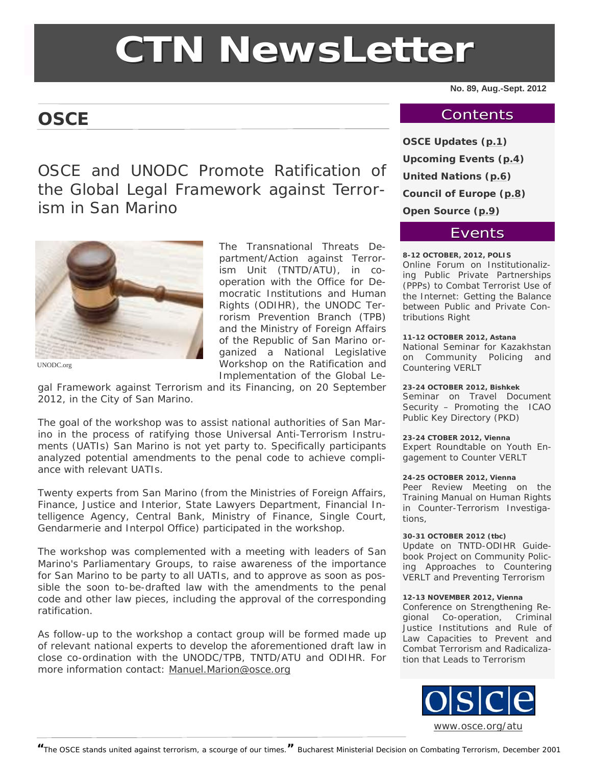# CTN NewsLetter

No. 89, Aug.-Sept. 2012

## OSCE

### OSCE and UNODC Promote Ratification of the Global Legal Framework against Terrorism in San Marino

UNODC.org

The Transnational Threats Department/Action against Terrorism Unit (TNTD/ATU), in co-operation with the Office for Democratic Institutions and Human Rights (ODIHR), the UNODC Terrorism Prevention Branch (TPB) and the Ministry of Foreign Affairs of the Republic of San Marino organized a National Legislative Workshop on the Ratification and Implementation of the Global Legal Framework against Terrorism and its Financing, on 20 September 2012, in the City of San Marino.

The goal of the workshop was to assist national authorities of San Marino in the process of ratifying those Universal Anti-Terrorism Instruments (UATIs) San Marino is not yet party to. Specifically participants analyzed potential amendments to the penal code to achieve compliance with relevant UATIs.

Twenty experts from San Marino (from the Ministries of Foreign Affairs, Finance, Justice and Interior, State Lawyers Department, Financial Intelligence Agency, Central Bank, Ministry of Finance, Single Court, Gendarmerie and Interpol Office) participated in the workshop.

The workshop was complemented with a meeting with leaders of San Marino's Parliamentary Groups, to raise awareness of the importance for San Marino to be party to all UATIs, and to approve as soon as possible the soon to-be-drafted law with the amendments to the penal code and other law pieces, including the approval of the corresponding ratification.

As follow-up to the workshop a contact group will be formed made up of relevant national experts to develop the aforementioned draft law in close co-ordination with the UNODC/TPB, TNTD/ATU and ODIHR. For more information contact: Manuel.Marion@osce.org

## Contents

**OSCE Updates (p.1)**

**Upcoming Events (p.4)**

**United Nations (p.6)**

**Council of Europe (p.8)**

**Open Source (p.9)**

## Events

**8-12 OCTOBER, 2012, POLIS**
Online Forum on Institutionalizing Public Private Partnerships (PPPs) to Combat Terrorist Use of the Internet: Getting the Balance between Public and Private Contributions Right

**11-12 OCTOBER 2012, Astana**
National Seminar for Kazakhstan on Community Policing and Countering VERLT

**23-24 OCTOBER 2012, Bishkek**
Seminar on Travel Document Security – Promoting the ICAO Public Key Directory (PKD)

**23-24 CTOBER 2012, Vienna**
Expert Roundtable on Youth Engagement to Counter VERLT

**24-25 OCTOBER 2012, Vienna**
Peer Review Meeting on the Training Manual on Human Rights in Counter-Terrorism Investigations,

**30-31 OCTOBER 2012 (tbc)**
Update on TNTD-ODIHR Guidebook Project on Community Policing Approaches to Countering VERLT and Preventing Terrorism

**12-13 NOVEMBER 2012, Vienna**
Conference on Strengthening Regional Co-operation, Criminal Justice Institutions and Rule of Law Capacities to Prevent and Combat Terrorism and Radicalization that Leads to Terrorism

osce

www.osce.org/atu

*"The OSCE stands united against terrorism, a scourge of our times."* Bucharest Ministerial Decision on Combating Terrorism, December 2001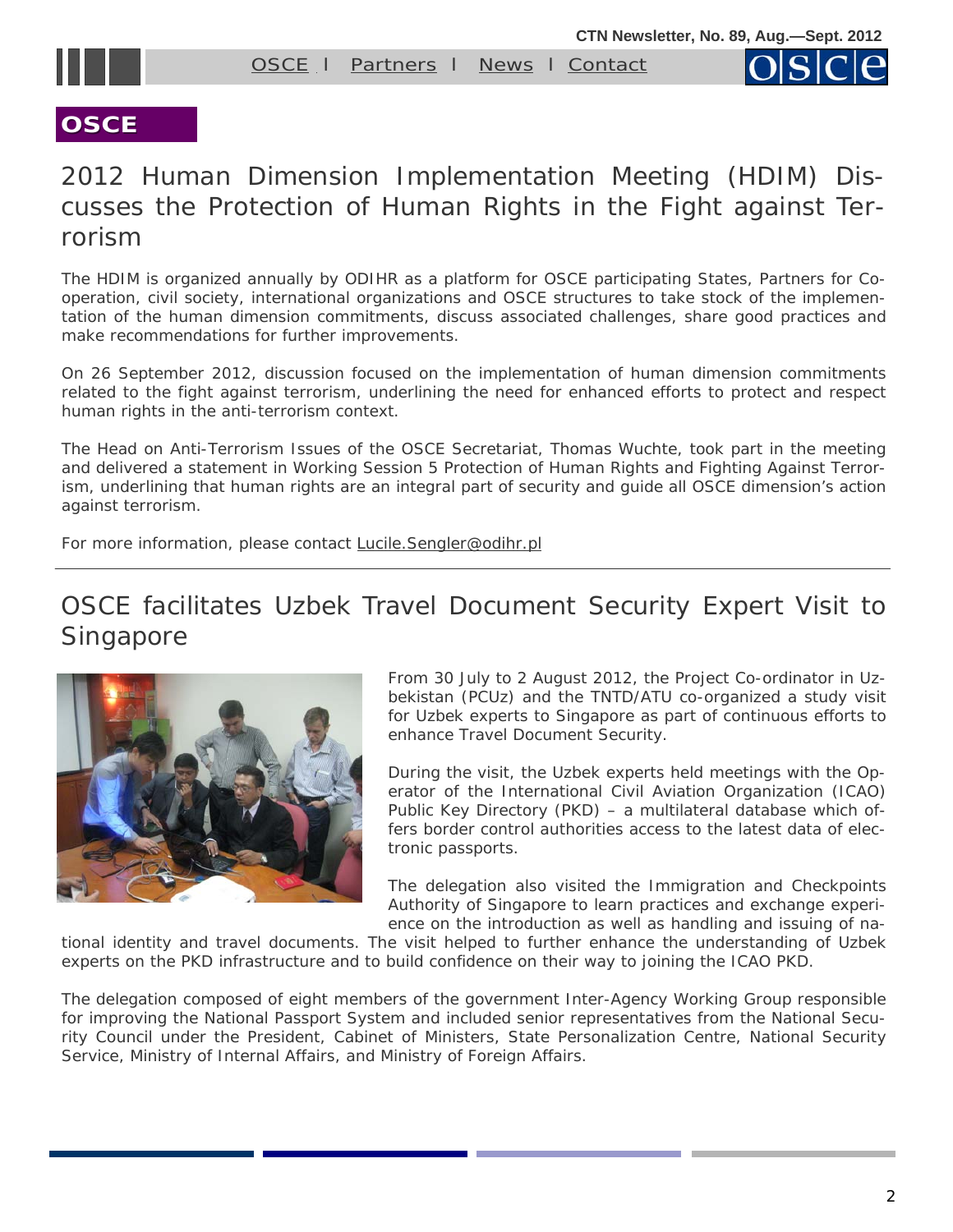## OSCE

# 2012 Human Dimension Implementation Meeting (HDIM) Discusses the Protection of Human Rights in the Fight against Terrorism

The HDIM is organized annually by ODIHR as a platform for OSCE participating States, Partners for Co-operation, civil society, international organizations and OSCE structures to take stock of the implementation of the human dimension commitments, discuss associated challenges, share good practices and make recommendations for further improvements.

On 26 September 2012, discussion focused on the implementation of human dimension commitments related to the fight against terrorism, underlining the need for enhanced efforts to protect and respect human rights in the anti-terrorism context.

The Head on Anti-Terrorism Issues of the OSCE Secretariat, Thomas Wuchte, took part in the meeting and delivered a statement in Working Session 5 Protection of Human Rights and Fighting Against Terrorism, underlining that human rights are an integral part of security and guide all OSCE dimension's action against terrorism.

For more information, please contact Lucile.Sengler@odihr.pl

---

# OSCE facilitates Uzbek Travel Document Security Expert Visit to Singapore

From 30 July to 2 August 2012, the Project Co-ordinator in Uzbekistan (PCUz) and the TNTD/ATU co-organized a study visit for Uzbek experts to Singapore as part of continuous efforts to enhance Travel Document Security.

During the visit, the Uzbek experts held meetings with the Operator of the International Civil Aviation Organization (ICAO) Public Key Directory (PKD) – a multilateral database which offers border control authorities access to the latest data of electronic passports.

The delegation also visited the Immigration and Checkpoints Authority of Singapore to learn practices and exchange experience on the introduction as well as handling and issuing of national identity and travel documents. The visit helped to further enhance the understanding of Uzbek experts on the PKD infrastructure and to build confidence on their way to joining the ICAO PKD.

The delegation composed of eight members of the government Inter-Agency Working Group responsible for improving the National Passport System and included senior representatives from the National Security Council under the President, Cabinet of Ministers, State Personalization Centre, National Security Service, Ministry of Internal Affairs, and Ministry of Foreign Affairs.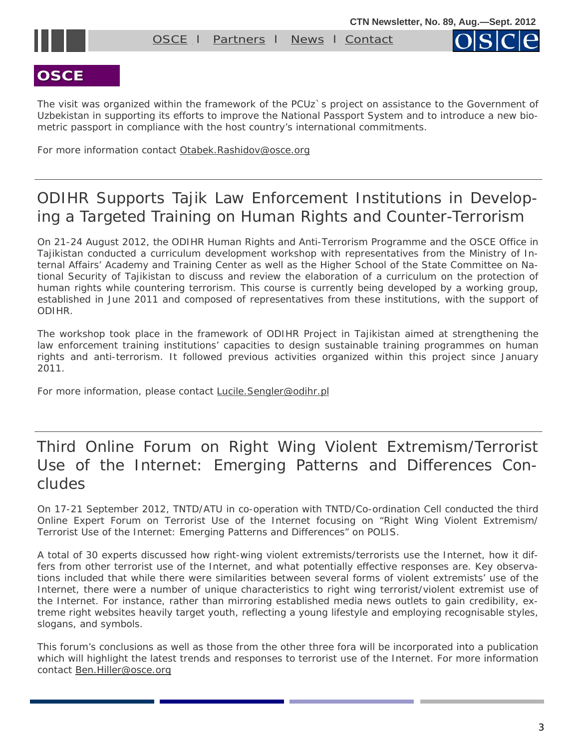## OSCE

The visit was organized within the framework of the PCUz`s project on assistance to the Government of Uzbekistan in supporting its efforts to improve the National Passport System and to introduce a new biometric passport in compliance with the host country's international commitments.

For more information contact Otabek.Rashidov@osce.org

---

## ODIHR Supports Tajik Law Enforcement Institutions in Developing a Targeted Training on Human Rights and Counter-Terrorism

On 21-24 August 2012, the ODIHR Human Rights and Anti-Terrorism Programme and the OSCE Office in Tajikistan conducted a curriculum development workshop with representatives from the Ministry of Internal Affairs' Academy and Training Center as well as the Higher School of the State Committee on National Security of Tajikistan to discuss and review the elaboration of a curriculum on the protection of human rights while countering terrorism. This course is currently being developed by a working group, established in June 2011 and composed of representatives from these institutions, with the support of ODIHR.

The workshop took place in the framework of ODIHR Project in Tajikistan aimed at strengthening the law enforcement training institutions' capacities to design sustainable training programmes on human rights and anti-terrorism. It followed previous activities organized within this project since January 2011.

For more information, please contact Lucile.Sengler@odihr.pl

---

## Third Online Forum on Right Wing Violent Extremism/Terrorist Use of the Internet: Emerging Patterns and Differences Concludes

On 17-21 September 2012, TNTD/ATU in co-operation with TNTD/Co-ordination Cell conducted the third Online Expert Forum on Terrorist Use of the Internet focusing on "Right Wing Violent Extremism/ Terrorist Use of the Internet: Emerging Patterns and Differences" on POLIS.

A total of 30 experts discussed how right-wing violent extremists/terrorists use the Internet, how it differs from other terrorist use of the Internet, and what potentially effective responses are. Key observations included that while there were similarities between several forms of violent extremists' use of the Internet, there were a number of unique characteristics to right wing terrorist/violent extremist use of the Internet. For instance, rather than mirroring established media news outlets to gain credibility, extreme right websites heavily target youth, reflecting a young lifestyle and employing recognisable styles, slogans, and symbols.

This forum's conclusions as well as those from the other three fora will be incorporated into a publication which will highlight the latest trends and responses to terrorist use of the Internet. For more information contact Ben.Hiller@osce.org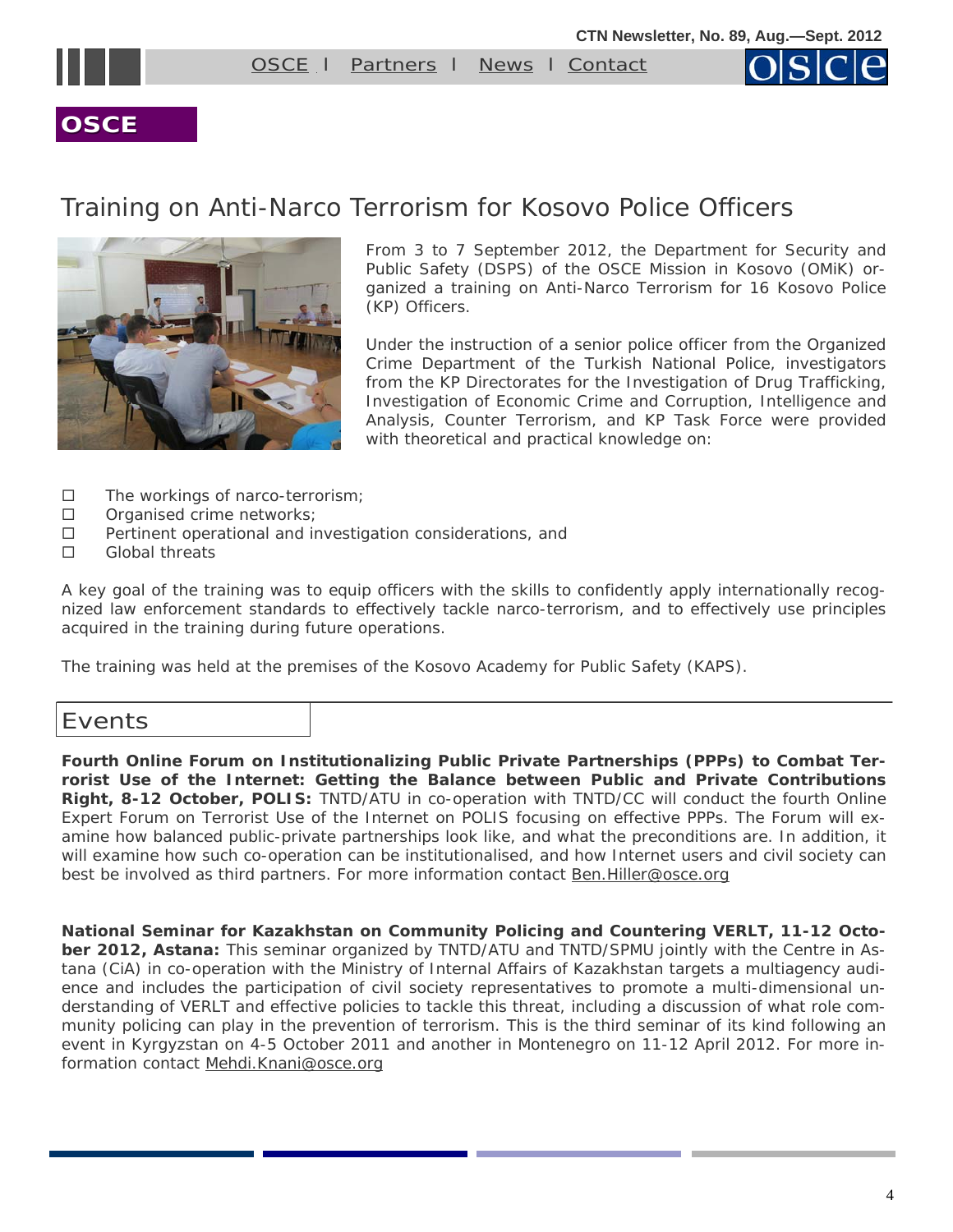# OSCE

## Training on Anti-Narco Terrorism for Kosovo Police Officers

From 3 to 7 September 2012, the Department for Security and Public Safety (DSPS) of the OSCE Mission in Kosovo (OMiK) organized a training on Anti-Narco Terrorism for 16 Kosovo Police (KP) Officers.

Under the instruction of a senior police officer from the Organized Crime Department of the Turkish National Police, investigators from the KP Directorates for the Investigation of Drug Trafficking, Investigation of Economic Crime and Corruption, Intelligence and Analysis, Counter Terrorism, and KP Task Force were provided with theoretical and practical knowledge on:

- The workings of narco-terrorism;
- Organised crime networks;
- Pertinent operational and investigation considerations, and
- Global threats

A key goal of the training was to equip officers with the skills to confidently apply internationally recognized law enforcement standards to effectively tackle narco-terrorism, and to effectively use principles acquired in the training during future operations.

The training was held at the premises of the Kosovo Academy for Public Safety (KAPS).

## Events

**Fourth Online Forum on Institutionalizing Public Private Partnerships (PPPs) to Combat Terrorist Use of the Internet: Getting the Balance between Public and Private Contributions Right, 8-12 October, POLIS:** TNTD/ATU in co-operation with TNTD/CC will conduct the fourth Online Expert Forum on Terrorist Use of the Internet on POLIS focusing on effective PPPs. The Forum will examine how balanced public-private partnerships look like, and what the preconditions are. In addition, it will examine how such co-operation can be institutionalised, and how Internet users and civil society can best be involved as third partners. For more information contact Ben.Hiller@osce.org

**National Seminar for Kazakhstan on Community Policing and Countering VERLT, 11-12 October 2012, Astana:** This seminar organized by TNTD/ATU and TNTD/SPMU jointly with the Centre in Astana (CiA) in co-operation with the Ministry of Internal Affairs of Kazakhstan targets a multiagency audience and includes the participation of civil society representatives to promote a multi-dimensional understanding of VERLT and effective policies to tackle this threat, including a discussion of what role community policing can play in the prevention of terrorism. This is the third seminar of its kind following an event in Kyrgyzstan on 4-5 October 2011 and another in Montenegro on 11-12 April 2012. For more information contact Mehdi.Knani@osce.org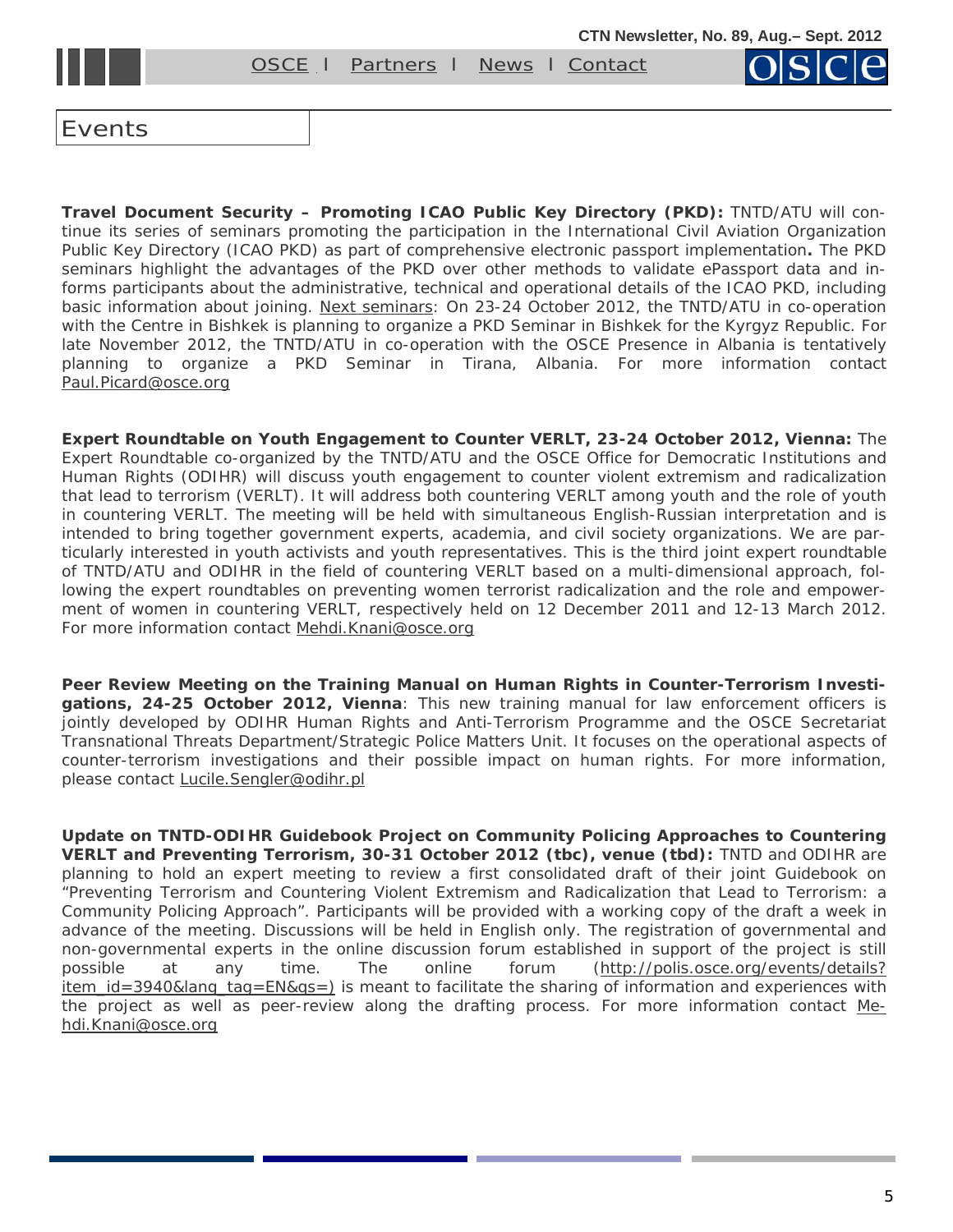# Events

**Travel Document Security – Promoting ICAO Public Key Directory (PKD):** TNTD/ATU will continue its series of seminars promoting the participation in the International Civil Aviation Organization Public Key Directory (ICAO PKD) as part of comprehensive electronic passport implementation**.** The PKD seminars highlight the advantages of the PKD over other methods to validate ePassport data and informs participants about the administrative, technical and operational details of the ICAO PKD, including basic information about joining. Next seminars: On 23-24 October 2012, the TNTD/ATU in co-operation with the Centre in Bishkek is planning to organize a PKD Seminar in Bishkek for the Kyrgyz Republic. For late November 2012, the TNTD/ATU in co-operation with the OSCE Presence in Albania is tentatively planning to organize a PKD Seminar in Tirana, Albania. For more information contact Paul.Picard@osce.org

**Expert Roundtable on Youth Engagement to Counter VERLT, 23-24 October 2012, Vienna:** The Expert Roundtable co-organized by the TNTD/ATU and the OSCE Office for Democratic Institutions and Human Rights (ODIHR) will discuss youth engagement to counter violent extremism and radicalization that lead to terrorism (VERLT). It will address both countering VERLT among youth and the role of youth in countering VERLT. The meeting will be held with simultaneous English-Russian interpretation and is intended to bring together government experts, academia, and civil society organizations. We are particularly interested in youth activists and youth representatives. This is the third joint expert roundtable of TNTD/ATU and ODIHR in the field of countering VERLT based on a multi-dimensional approach, following the expert roundtables on preventing women terrorist radicalization and the role and empowerment of women in countering VERLT, respectively held on 12 December 2011 and 12-13 March 2012. For more information contact Mehdi.Knani@osce.org

**Peer Review Meeting on the Training Manual on Human Rights in Counter-Terrorism Investigations, 24-25 October 2012, Vienna**: This new training manual for law enforcement officers is jointly developed by ODIHR Human Rights and Anti-Terrorism Programme and the OSCE Secretariat Transnational Threats Department/Strategic Police Matters Unit. It focuses on the operational aspects of counter-terrorism investigations and their possible impact on human rights. For more information, please contact Lucile.Sengler@odihr.pl

**Update on TNTD-ODIHR Guidebook Project on Community Policing Approaches to Countering VERLT and Preventing Terrorism, 30-31 October 2012 (tbc), venue (tbd):** TNTD and ODIHR are planning to hold an expert meeting to review a first consolidated draft of their joint Guidebook on "Preventing Terrorism and Countering Violent Extremism and Radicalization that Lead to Terrorism: a Community Policing Approach". Participants will be provided with a working copy of the draft a week in advance of the meeting. Discussions will be held in English only. The registration of governmental and non-governmental experts in the online discussion forum established in support of the project is still possible at any time. The online forum (http://polis.osce.org/events/details?item_id=3940&lang_tag=EN&qs=) is meant to facilitate the sharing of information and experiences with the project as well as peer-review along the drafting process. For more information contact Mehdi.Knani@osce.org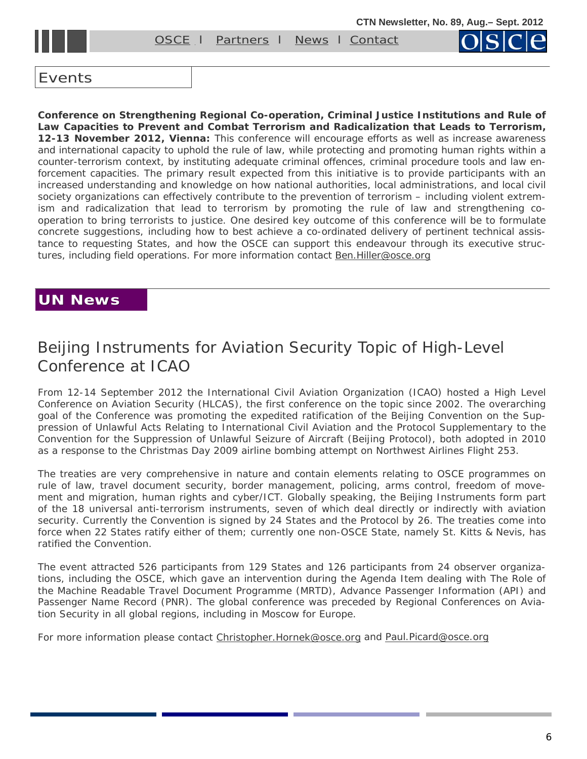## Events

**Conference on Strengthening Regional Co-operation, Criminal Justice Institutions and Rule of Law Capacities to Prevent and Combat Terrorism and Radicalization that Leads to Terrorism, 12-13 November 2012, Vienna:** This conference will encourage efforts as well as increase awareness and international capacity to uphold the rule of law, while protecting and promoting human rights within a counter-terrorism context, by instituting adequate criminal offences, criminal procedure tools and law enforcement capacities. The primary result expected from this initiative is to provide participants with an increased understanding and knowledge on how national authorities, local administrations, and local civil society organizations can effectively contribute to the prevention of terrorism – including violent extremism and radicalization that lead to terrorism by promoting the rule of law and strengthening co-operation to bring terrorists to justice. One desired key outcome of this conference will be to formulate concrete suggestions, including how to best achieve a co-ordinated delivery of pertinent technical assistance to requesting States, and how the OSCE can support this endeavour through its executive structures, including field operations. For more information contact Ben.Hiller@osce.org

## UN News

### Beijing Instruments for Aviation Security Topic of High-Level Conference at ICAO

From 12-14 September 2012 the International Civil Aviation Organization (ICAO) hosted a High Level Conference on Aviation Security (HLCAS), the first conference on the topic since 2002. The overarching goal of the Conference was promoting the expedited ratification of the Beijing Convention on the Suppression of Unlawful Acts Relating to International Civil Aviation and the Protocol Supplementary to the Convention for the Suppression of Unlawful Seizure of Aircraft (Beijing Protocol), both adopted in 2010 as a response to the Christmas Day 2009 airline bombing attempt on Northwest Airlines Flight 253.

The treaties are very comprehensive in nature and contain elements relating to OSCE programmes on rule of law, travel document security, border management, policing, arms control, freedom of movement and migration, human rights and cyber/ICT. Globally speaking, the Beijing Instruments form part of the 18 universal anti-terrorism instruments, seven of which deal directly or indirectly with aviation security. Currently the Convention is signed by 24 States and the Protocol by 26. The treaties come into force when 22 States ratify either of them; currently one non-OSCE State, namely St. Kitts & Nevis, has ratified the Convention.

The event attracted 526 participants from 129 States and 126 participants from 24 observer organizations, including the OSCE, which gave an intervention during the Agenda Item dealing with The Role of the Machine Readable Travel Document Programme (MRTD), Advance Passenger Information (API) and Passenger Name Record (PNR). The global conference was preceded by Regional Conferences on Aviation Security in all global regions, including in Moscow for Europe.

For more information please contact Christopher.Hornek@osce.org and Paul.Picard@osce.org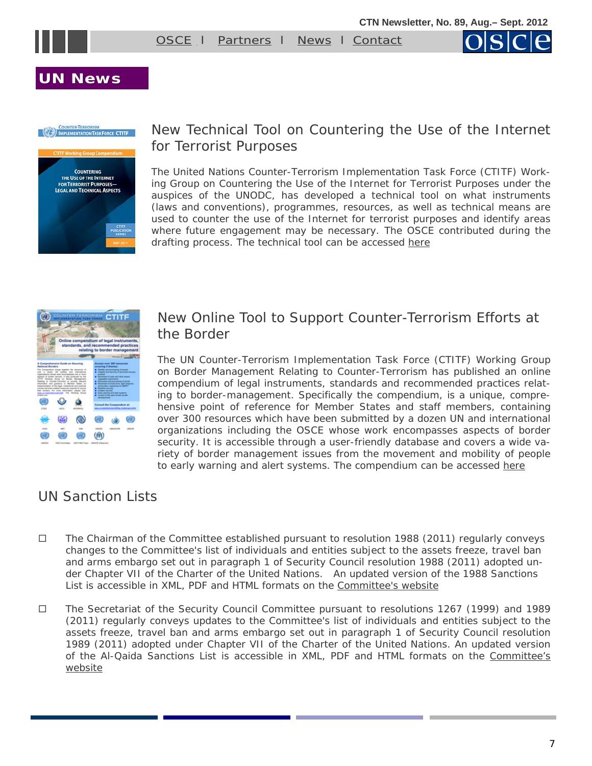## UN News

### New Technical Tool on Countering the Use of the Internet for Terrorist Purposes

The United Nations Counter-Terrorism Implementation Task Force (CTITF) Working Group on Countering the Use of the Internet for Terrorist Purposes under the auspices of the UNODC, has developed a technical tool on what instruments (laws and conventions), programmes, resources, as well as technical means are used to counter the use of the Internet for terrorist purposes and identify areas where future engagement may be necessary. The OSCE contributed during the drafting process. The technical tool can be accessed here

### New Online Tool to Support Counter-Terrorism Efforts at the Border

The UN Counter-Terrorism Implementation Task Force (CTITF) Working Group on Border Management Relating to Counter-Terrorism has published an online compendium of legal instruments, standards and recommended practices relating to border-management. Specifically the compendium, is a unique, comprehensive point of reference for Member States and staff members, containing over 300 resources which have been submitted by a dozen UN and international organizations including the OSCE whose work encompasses aspects of border security. It is accessible through a user-friendly database and covers a wide variety of border management issues from the movement and mobility of people to early warning and alert systems. The compendium can be accessed here

### UN Sanction Lists

- The Chairman of the Committee established pursuant to resolution 1988 (2011) regularly conveys changes to the Committee's list of individuals and entities subject to the assets freeze, travel ban and arms embargo set out in paragraph 1 of Security Council resolution 1988 (2011) adopted under Chapter VII of the Charter of the United Nations. An updated version of the 1988 Sanctions List is accessible in XML, PDF and HTML formats on the Committee's website

- The Secretariat of the Security Council Committee pursuant to resolutions 1267 (1999) and 1989 (2011) regularly conveys updates to the Committee's list of individuals and entities subject to the assets freeze, travel ban and arms embargo set out in paragraph 1 of Security Council resolution 1989 (2011) adopted under Chapter VII of the Charter of the United Nations. An updated version of the Al-Qaida Sanctions List is accessible in XML, PDF and HTML formats on the Committee's website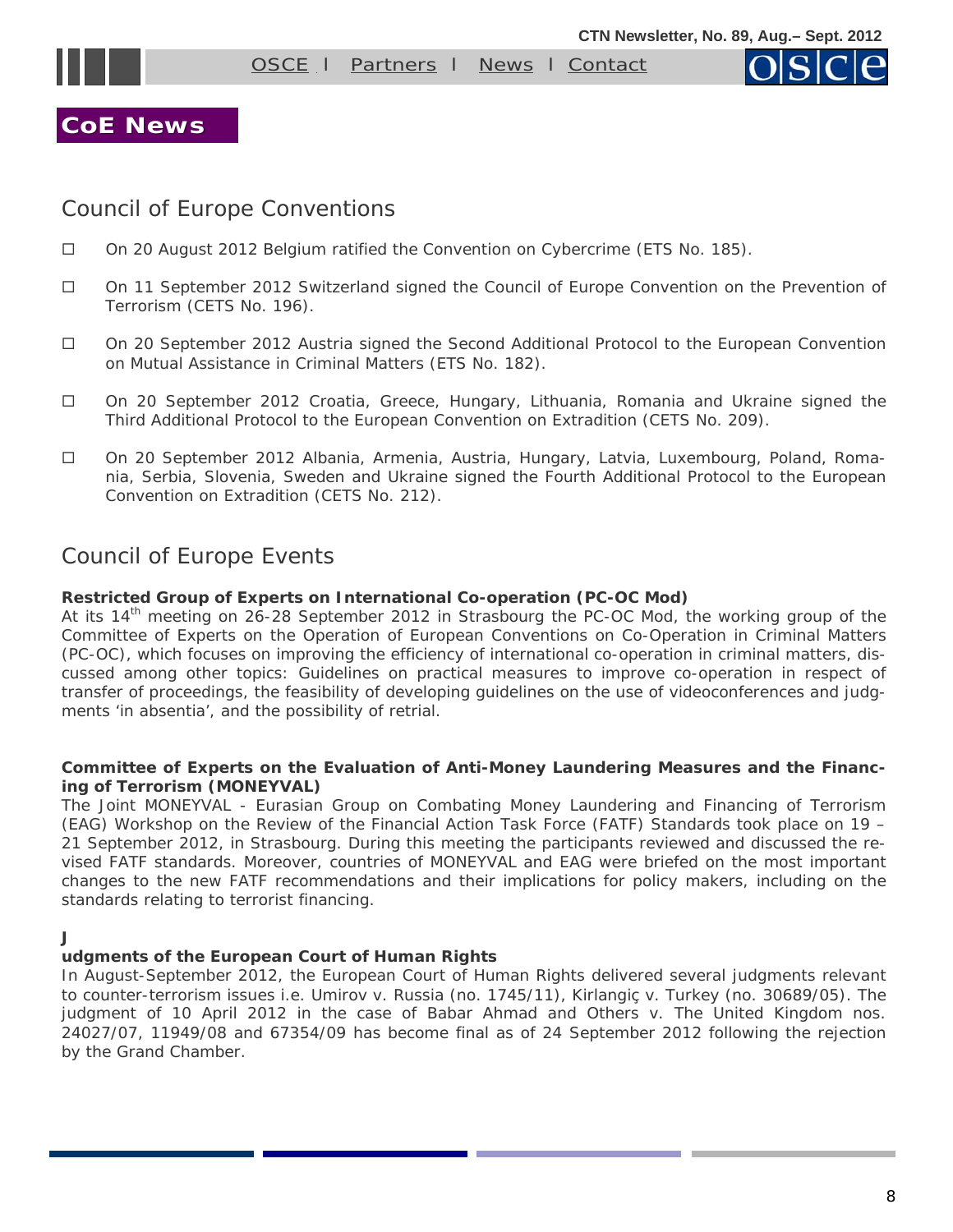# CoE News

## Council of Europe Conventions

- On 20 August 2012 Belgium ratified the Convention on Cybercrime (ETS No. 185).
- On 11 September 2012 Switzerland signed the Council of Europe Convention on the Prevention of Terrorism (CETS No. 196).
- On 20 September 2012 Austria signed the Second Additional Protocol to the European Convention on Mutual Assistance in Criminal Matters (ETS No. 182).
- On 20 September 2012 Croatia, Greece, Hungary, Lithuania, Romania and Ukraine signed the Third Additional Protocol to the European Convention on Extradition (CETS No. 209).
- On 20 September 2012 Albania, Armenia, Austria, Hungary, Latvia, Luxembourg, Poland, Romania, Serbia, Slovenia, Sweden and Ukraine signed the Fourth Additional Protocol to the European Convention on Extradition (CETS No. 212).

## Council of Europe Events

**Restricted Group of Experts on International Co-operation (PC-OC Mod)**

At its 14th meeting on 26-28 September 2012 in Strasbourg the PC-OC Mod, the working group of the Committee of Experts on the Operation of European Conventions on Co-Operation in Criminal Matters (PC-OC), which focuses on improving the efficiency of international co-operation in criminal matters, discussed among other topics: Guidelines on practical measures to improve co-operation in respect of transfer of proceedings, the feasibility of developing guidelines on the use of videoconferences and judgments 'in absentia', and the possibility of retrial.

**Committee of Experts on the Evaluation of Anti-Money Laundering Measures and the Financing of Terrorism (MONEYVAL)**

The Joint MONEYVAL - Eurasian Group on Combating Money Laundering and Financing of Terrorism (EAG) Workshop on the Review of the Financial Action Task Force (FATF) Standards took place on 19 – 21 September 2012, in Strasbourg. During this meeting the participants reviewed and discussed the revised FATF standards. Moreover, countries of MONEYVAL and EAG were briefed on the most important changes to the new FATF recommendations and their implications for policy makers, including on the standards relating to terrorist financing.

**Judgments of the European Court of Human Rights**

In August-September 2012, the European Court of Human Rights delivered several judgments relevant to counter-terrorism issues i.e. Umirov v. Russia (no. 1745/11), Kirlangiç v. Turkey (no. 30689/05). The judgment of 10 April 2012 in the case of Babar Ahmad and Others v. The United Kingdom nos. 24027/07, 11949/08 and 67354/09 has become final as of 24 September 2012 following the rejection by the Grand Chamber.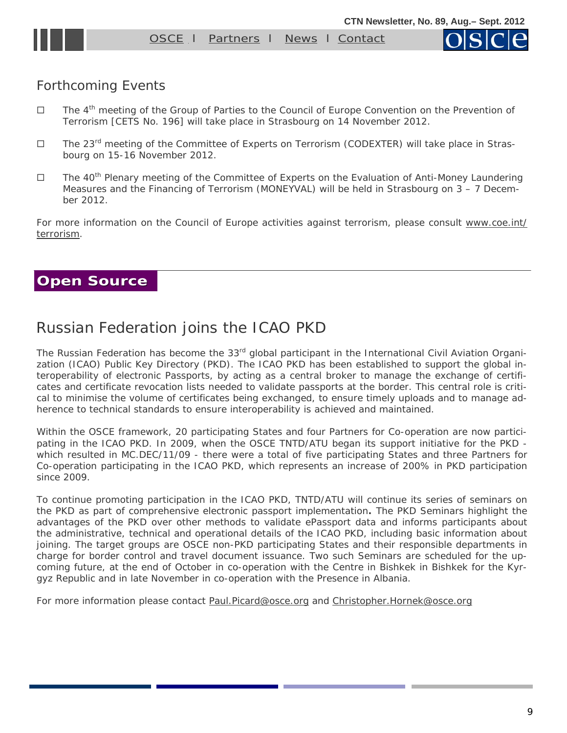## Forthcoming Events

- The 4th meeting of the Group of Parties to the Council of Europe Convention on the Prevention of Terrorism [CETS No. 196] will take place in Strasbourg on 14 November 2012.
- The 23rd meeting of the Committee of Experts on Terrorism (CODEXTER) will take place in Strasbourg on 15-16 November 2012.
- The 40th Plenary meeting of the Committee of Experts on the Evaluation of Anti-Money Laundering Measures and the Financing of Terrorism (MONEYVAL) will be held in Strasbourg on 3 – 7 December 2012.

For more information on the Council of Europe activities against terrorism, please consult www.coe.int/terrorism.

## Open Source

# Russian Federation joins the ICAO PKD

The Russian Federation has become the 33rd global participant in the International Civil Aviation Organization (ICAO) Public Key Directory (PKD). The ICAO PKD has been established to support the global interoperability of electronic Passports, by acting as a central broker to manage the exchange of certificates and certificate revocation lists needed to validate passports at the border. This central role is critical to minimise the volume of certificates being exchanged, to ensure timely uploads and to manage adherence to technical standards to ensure interoperability is achieved and maintained.

Within the OSCE framework, 20 participating States and four Partners for Co-operation are now participating in the ICAO PKD. In 2009, when the OSCE TNTD/ATU began its support initiative for the PKD - which resulted in MC.DEC/11/09 - there were a total of five participating States and three Partners for Co-operation participating in the ICAO PKD, which represents an increase of 200% in PKD participation since 2009.

To continue promoting participation in the ICAO PKD, TNTD/ATU will continue its series of seminars on the PKD as part of comprehensive electronic passport implementation**.** The PKD Seminars highlight the advantages of the PKD over other methods to validate ePassport data and informs participants about the administrative, technical and operational details of the ICAO PKD, including basic information about joining. The target groups are OSCE non-PKD participating States and their responsible departments in charge for border control and travel document issuance. Two such Seminars are scheduled for the upcoming future, at the end of October in co-operation with the Centre in Bishkek in Bishkek for the Kyrgyz Republic and in late November in co-operation with the Presence in Albania.

For more information please contact Paul.Picard@osce.org and Christopher.Hornek@osce.org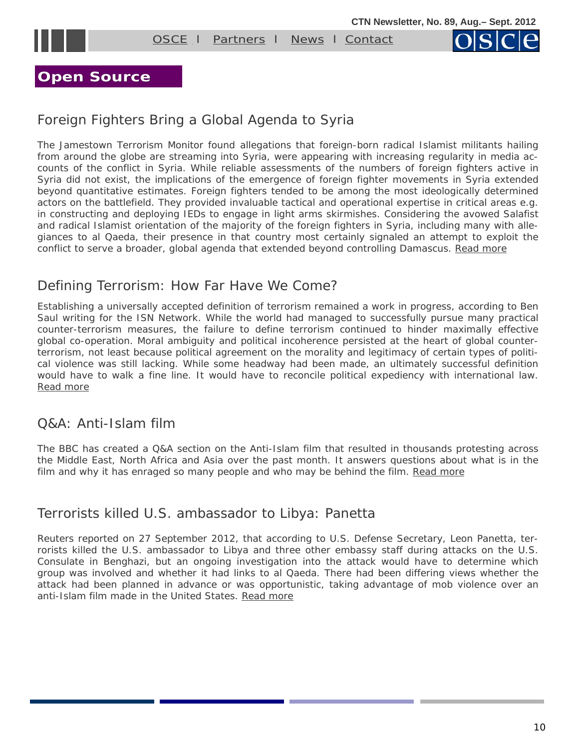## Open Source

### Foreign Fighters Bring a Global Agenda to Syria

The Jamestown Terrorism Monitor found allegations that foreign-born radical Islamist militants hailing from around the globe are streaming into Syria, were appearing with increasing regularity in media accounts of the conflict in Syria. While reliable assessments of the numbers of foreign fighters active in Syria did not exist, the implications of the emergence of foreign fighter movements in Syria extended beyond quantitative estimates. Foreign fighters tended to be among the most ideologically determined actors on the battlefield. They provided invaluable tactical and operational expertise in critical areas e.g. in constructing and deploying IEDs to engage in light arms skirmishes. Considering the avowed Salafist and radical Islamist orientation of the majority of the foreign fighters in Syria, including many with allegiances to al Qaeda, their presence in that country most certainly signaled an attempt to exploit the conflict to serve a broader, global agenda that extended beyond controlling Damascus. Read more

### Defining Terrorism: How Far Have We Come?

Establishing a universally accepted definition of terrorism remained a work in progress, according to Ben Saul writing for the ISN Network. While the world had managed to successfully pursue many practical counter-terrorism measures, the failure to define terrorism continued to hinder maximally effective global co-operation. Moral ambiguity and political incoherence persisted at the heart of global counter-terrorism, not least because political agreement on the morality and legitimacy of certain types of political violence was still lacking. While some headway had been made, an ultimately successful definition would have to walk a fine line. It would have to reconcile political expediency with international law. Read more

### Q&A: Anti-Islam film

The BBC has created a Q&A section on the Anti-Islam film that resulted in thousands protesting across the Middle East, North Africa and Asia over the past month. It answers questions about what is in the film and why it has enraged so many people and who may be behind the film. Read more

### Terrorists killed U.S. ambassador to Libya: Panetta

Reuters reported on 27 September 2012, that according to U.S. Defense Secretary, Leon Panetta, terrorists killed the U.S. ambassador to Libya and three other embassy staff during attacks on the U.S. Consulate in Benghazi, but an ongoing investigation into the attack would have to determine which group was involved and whether it had links to al Qaeda. There had been differing views whether the attack had been planned in advance or was opportunistic, taking advantage of mob violence over an anti-Islam film made in the United States. Read more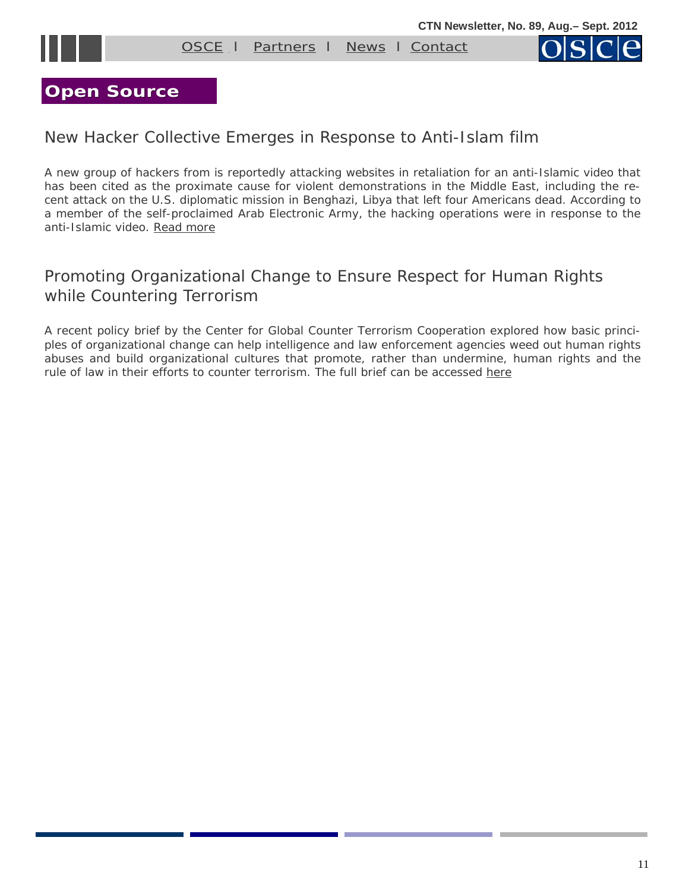## Open Source

### New Hacker Collective Emerges in Response to Anti-Islam film

A new group of hackers from is reportedly attacking websites in retaliation for an anti-Islamic video that has been cited as the proximate cause for violent demonstrations in the Middle East, including the recent attack on the U.S. diplomatic mission in Benghazi, Libya that left four Americans dead. According to a member of the self-proclaimed Arab Electronic Army, the hacking operations were in response to the anti-Islamic video. Read more

### Promoting Organizational Change to Ensure Respect for Human Rights while Countering Terrorism

A recent policy brief by the Center for Global Counter Terrorism Cooperation explored how basic principles of organizational change can help intelligence and law enforcement agencies weed out human rights abuses and build organizational cultures that promote, rather than undermine, human rights and the rule of law in their efforts to counter terrorism. The full brief can be accessed here